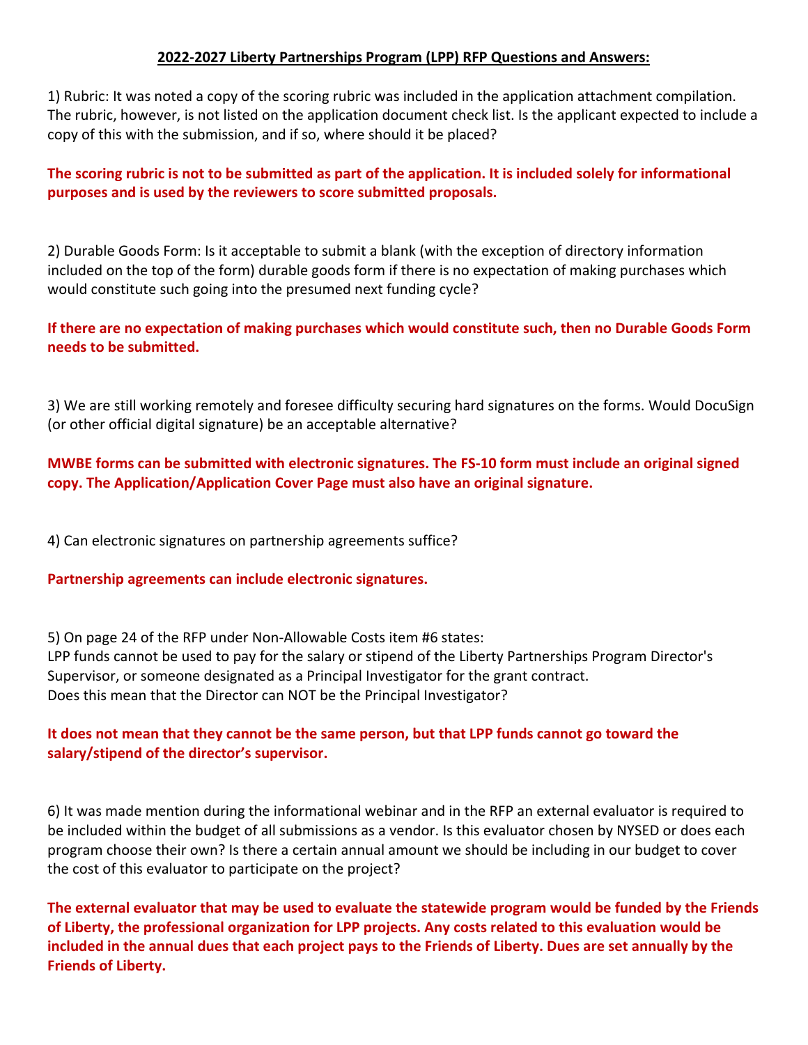## 2022-2027 Liberty Partnerships Program (LPP) RFP Questions and Answers:

1) Rubric: It was noted a copy of the scoring rubric was included in the application attachment compilation. The rubric, however, is not listed on the application document check list. Is the applicant expected to include a copy of this with the submission, and if so, where should it be placed?

**The scoring rubric is not to be submitted as part of the application. It is included solely for informational purposes and is used by the reviewers to score submitted proposals.**

2) Durable Goods Form: Is it acceptable to submit a blank (with the exception of directory information included on the top of the form) durable goods form if there is no expectation of making purchases which would constitute such going into the presumed next funding cycle?

**If there are no expectation of making purchases which would constitute such, then no Durable Goods Form needs to be submitted.**

3) We are still working remotely and foresee difficulty securing hard signatures on the forms. Would DocuSign (or other official digital signature) be an acceptable alternative?

**MWBE forms can be submitted with electronic signatures. The FS-10 form must include an original signed copy. The Application/Application Cover Page must also have an original signature.**

4) Can electronic signatures on partnership agreements suffice?

**Partnership agreements can include electronic signatures.**

5) On page 24 of the RFP under Non-Allowable Costs item #6 states:
LPP funds cannot be used to pay for the salary or stipend of the Liberty Partnerships Program Director's Supervisor, or someone designated as a Principal Investigator for the grant contract.
Does this mean that the Director can NOT be the Principal Investigator?

**It does not mean that they cannot be the same person, but that LPP funds cannot go toward the salary/stipend of the director's supervisor.**

6) It was made mention during the informational webinar and in the RFP an external evaluator is required to be included within the budget of all submissions as a vendor. Is this evaluator chosen by NYSED or does each program choose their own? Is there a certain annual amount we should be including in our budget to cover the cost of this evaluator to participate on the project?

**The external evaluator that may be used to evaluate the statewide program would be funded by the Friends of Liberty, the professional organization for LPP projects. Any costs related to this evaluation would be included in the annual dues that each project pays to the Friends of Liberty. Dues are set annually by the Friends of Liberty.**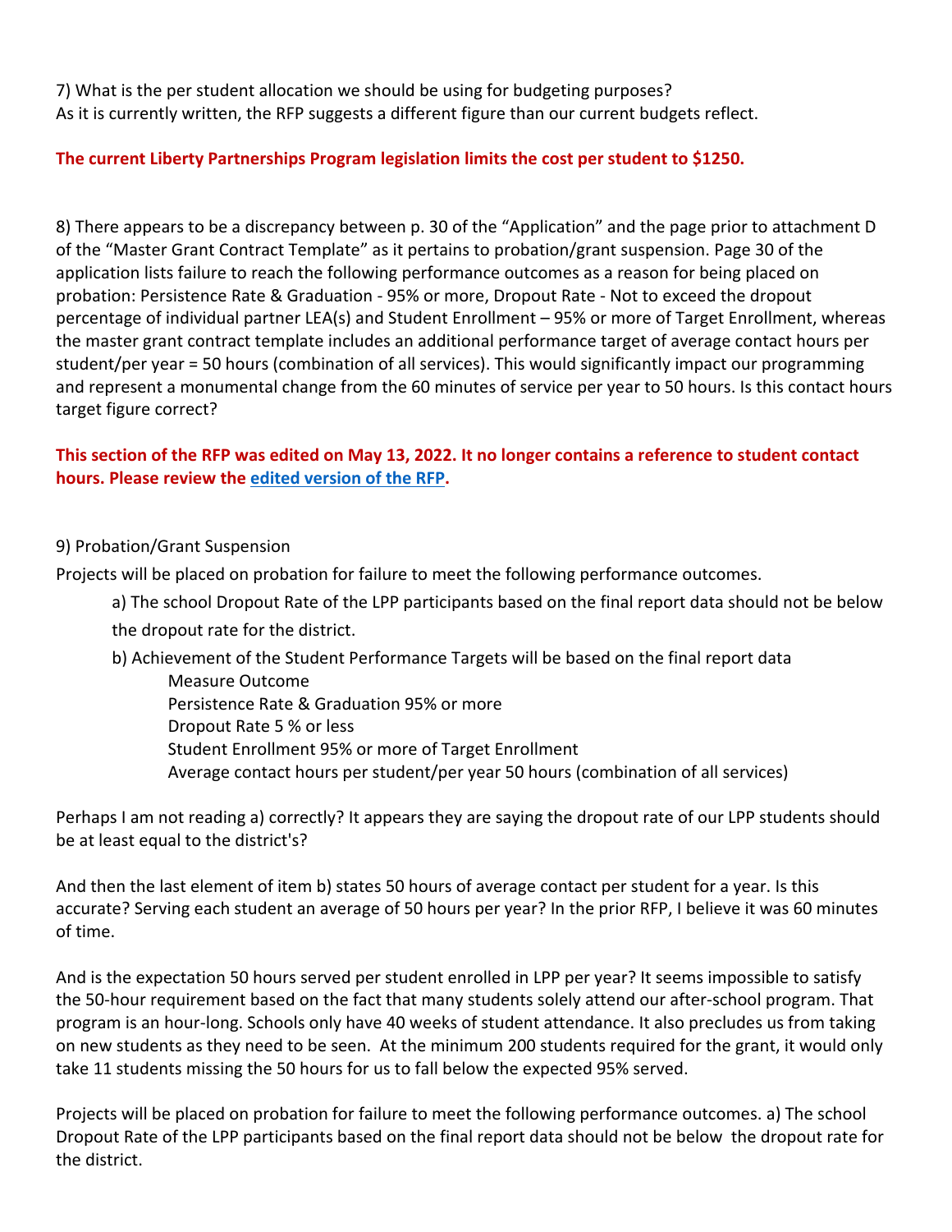7) What is the per student allocation we should be using for budgeting purposes?
As it is currently written, the RFP suggests a different figure than our current budgets reflect.

**The current Liberty Partnerships Program legislation limits the cost per student to $1250.**

8) There appears to be a discrepancy between p. 30 of the "Application" and the page prior to attachment D of the "Master Grant Contract Template" as it pertains to probation/grant suspension. Page 30 of the application lists failure to reach the following performance outcomes as a reason for being placed on probation: Persistence Rate & Graduation - 95% or more, Dropout Rate - Not to exceed the dropout percentage of individual partner LEA(s) and Student Enrollment – 95% or more of Target Enrollment, whereas the master grant contract template includes an additional performance target of average contact hours per student/per year = 50 hours (combination of all services). This would significantly impact our programming and represent a monumental change from the 60 minutes of service per year to 50 hours. Is this contact hours target figure correct?

**This section of the RFP was edited on May 13, 2022. It no longer contains a reference to student contact hours. Please review the [edited version of the RFP](#).**

9) Probation/Grant Suspension

Projects will be placed on probation for failure to meet the following performance outcomes.

a) The school Dropout Rate of the LPP participants based on the final report data should not be below the dropout rate for the district.

b) Achievement of the Student Performance Targets will be based on the final report data

Measure Outcome
Persistence Rate & Graduation 95% or more
Dropout Rate 5 % or less
Student Enrollment 95% or more of Target Enrollment
Average contact hours per student/per year 50 hours (combination of all services)

Perhaps I am not reading a) correctly? It appears they are saying the dropout rate of our LPP students should be at least equal to the district's?

And then the last element of item b) states 50 hours of average contact per student for a year. Is this accurate? Serving each student an average of 50 hours per year? In the prior RFP, I believe it was 60 minutes of time.

And is the expectation 50 hours served per student enrolled in LPP per year? It seems impossible to satisfy the 50-hour requirement based on the fact that many students solely attend our after-school program. That program is an hour-long. Schools only have 40 weeks of student attendance. It also precludes us from taking on new students as they need to be seen. At the minimum 200 students required for the grant, it would only take 11 students missing the 50 hours for us to fall below the expected 95% served.

Projects will be placed on probation for failure to meet the following performance outcomes. a) The school Dropout Rate of the LPP participants based on the final report data should not be below the dropout rate for the district.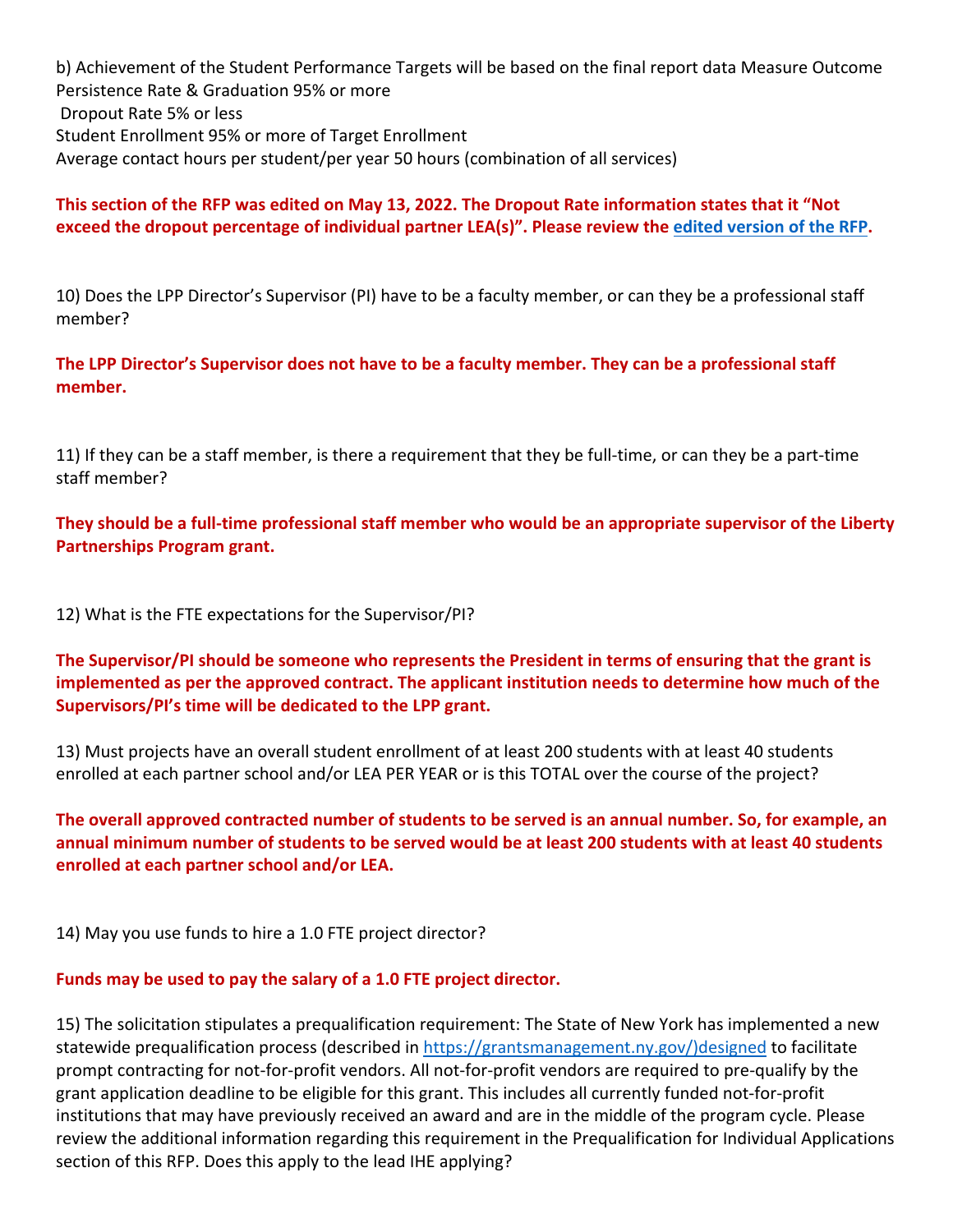b) Achievement of the Student Performance Targets will be based on the final report data Measure Outcome
Persistence Rate & Graduation 95% or more
Dropout Rate 5% or less
Student Enrollment 95% or more of Target Enrollment
Average contact hours per student/per year 50 hours (combination of all services)

**This section of the RFP was edited on May 13, 2022. The Dropout Rate information states that it "Not exceed the dropout percentage of individual partner LEA(s)". Please review the edited version of the RFP.**

10) Does the LPP Director's Supervisor (PI) have to be a faculty member, or can they be a professional staff member?

**The LPP Director's Supervisor does not have to be a faculty member. They can be a professional staff member.**

11) If they can be a staff member, is there a requirement that they be full-time, or can they be a part-time staff member?

**They should be a full-time professional staff member who would be an appropriate supervisor of the Liberty Partnerships Program grant.**

12) What is the FTE expectations for the Supervisor/PI?

**The Supervisor/PI should be someone who represents the President in terms of ensuring that the grant is implemented as per the approved contract. The applicant institution needs to determine how much of the Supervisors/PI's time will be dedicated to the LPP grant.**

13) Must projects have an overall student enrollment of at least 200 students with at least 40 students enrolled at each partner school and/or LEA PER YEAR or is this TOTAL over the course of the project?

**The overall approved contracted number of students to be served is an annual number. So, for example, an annual minimum number of students to be served would be at least 200 students with at least 40 students enrolled at each partner school and/or LEA.**

14) May you use funds to hire a 1.0 FTE project director?

**Funds may be used to pay the salary of a 1.0 FTE project director.**

15) The solicitation stipulates a prequalification requirement: The State of New York has implemented a new statewide prequalification process (described in https://grantsmanagement.ny.gov/)designed to facilitate prompt contracting for not-for-profit vendors. All not-for-profit vendors are required to pre-qualify by the grant application deadline to be eligible for this grant. This includes all currently funded not-for-profit institutions that may have previously received an award and are in the middle of the program cycle. Please review the additional information regarding this requirement in the Prequalification for Individual Applications section of this RFP. Does this apply to the lead IHE applying?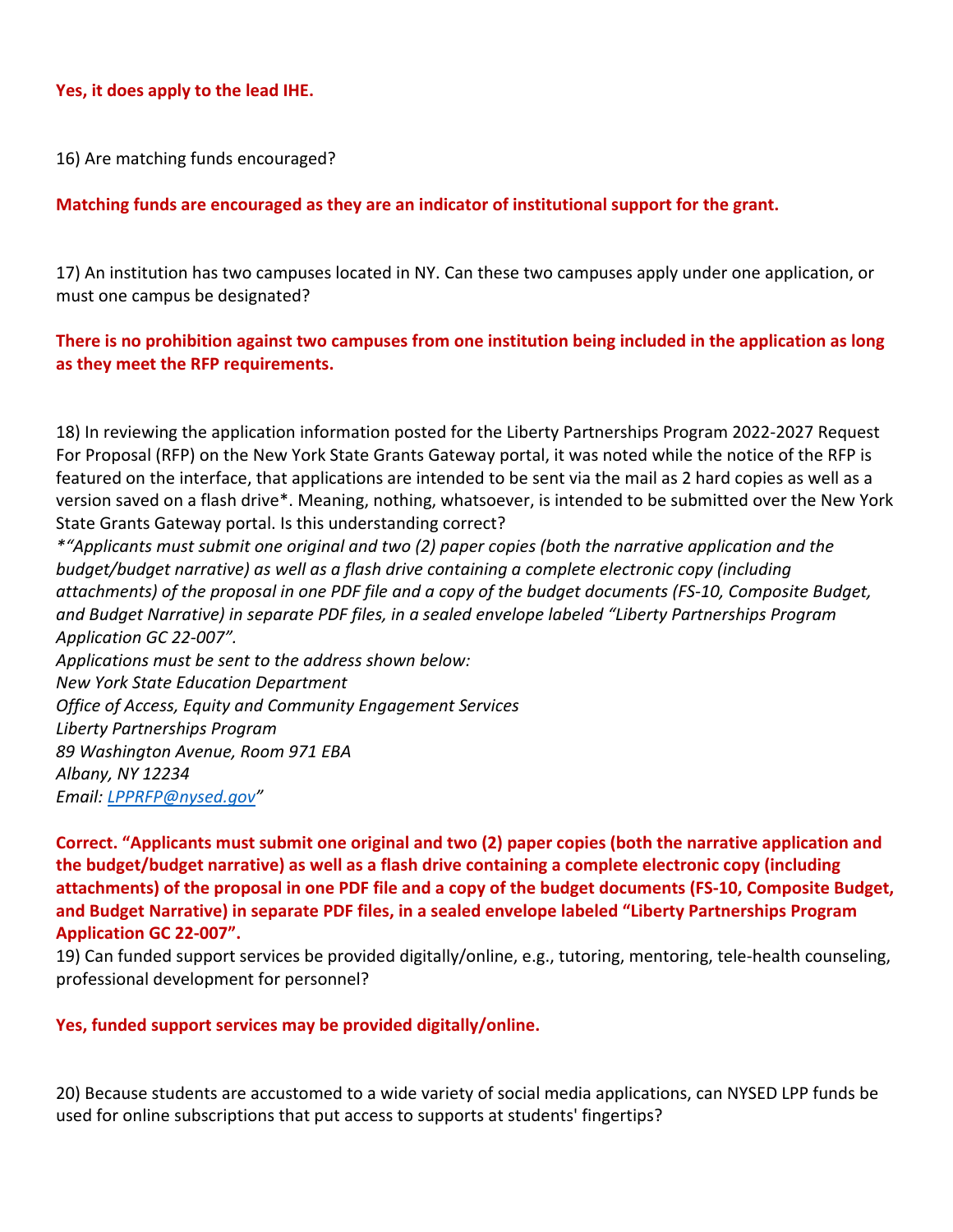**Yes, it does apply to the lead IHE.**

16) Are matching funds encouraged?

**Matching funds are encouraged as they are an indicator of institutional support for the grant.**

17) An institution has two campuses located in NY. Can these two campuses apply under one application, or must one campus be designated?

**There is no prohibition against two campuses from one institution being included in the application as long as they meet the RFP requirements.**

18) In reviewing the application information posted for the Liberty Partnerships Program 2022-2027 Request For Proposal (RFP) on the New York State Grants Gateway portal, it was noted while the notice of the RFP is featured on the interface, that applications are intended to be sent via the mail as 2 hard copies as well as a version saved on a flash drive*. Meaning, nothing, whatsoever, is intended to be submitted over the New York State Grants Gateway portal. Is this understanding correct?

*\*"Applicants must submit one original and two (2) paper copies (both the narrative application and the budget/budget narrative) as well as a flash drive containing a complete electronic copy (including attachments) of the proposal in one PDF file and a copy of the budget documents (FS-10, Composite Budget, and Budget Narrative) in separate PDF files, in a sealed envelope labeled "Liberty Partnerships Program Application GC 22-007".*

*Applications must be sent to the address shown below:*
*New York State Education Department*
*Office of Access, Equity and Community Engagement Services*
*Liberty Partnerships Program*
*89 Washington Avenue, Room 971 EBA*
*Albany, NY 12234*
*Email: LPPRFP@nysed.gov"*

**Correct. "Applicants must submit one original and two (2) paper copies (both the narrative application and the budget/budget narrative) as well as a flash drive containing a complete electronic copy (including attachments) of the proposal in one PDF file and a copy of the budget documents (FS-10, Composite Budget, and Budget Narrative) in separate PDF files, in a sealed envelope labeled "Liberty Partnerships Program Application GC 22-007".**

19) Can funded support services be provided digitally/online, e.g., tutoring, mentoring, tele-health counseling, professional development for personnel?

**Yes, funded support services may be provided digitally/online.**

20) Because students are accustomed to a wide variety of social media applications, can NYSED LPP funds be used for online subscriptions that put access to supports at students' fingertips?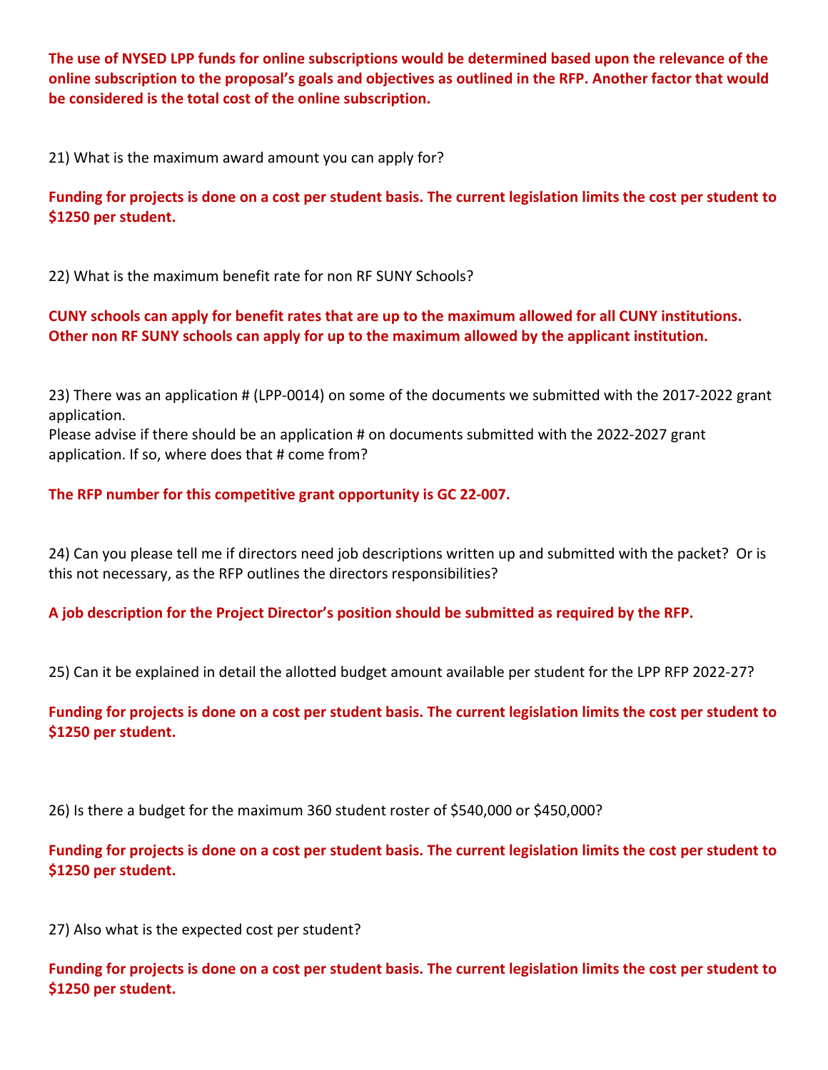**The use of NYSED LPP funds for online subscriptions would be determined based upon the relevance of the online subscription to the proposal's goals and objectives as outlined in the RFP. Another factor that would be considered is the total cost of the online subscription.**

21) What is the maximum award amount you can apply for?

**Funding for projects is done on a cost per student basis. The current legislation limits the cost per student to $1250 per student.**

22) What is the maximum benefit rate for non RF SUNY Schools?

**CUNY schools can apply for benefit rates that are up to the maximum allowed for all CUNY institutions. Other non RF SUNY schools can apply for up to the maximum allowed by the applicant institution.**

23) There was an application # (LPP-0014) on some of the documents we submitted with the 2017-2022 grant application.
Please advise if there should be an application # on documents submitted with the 2022-2027 grant application. If so, where does that # come from?

**The RFP number for this competitive grant opportunity is GC 22-007.**

24) Can you please tell me if directors need job descriptions written up and submitted with the packet? Or is this not necessary, as the RFP outlines the directors responsibilities?

**A job description for the Project Director's position should be submitted as required by the RFP.**

25) Can it be explained in detail the allotted budget amount available per student for the LPP RFP 2022-27?

**Funding for projects is done on a cost per student basis. The current legislation limits the cost per student to $1250 per student.**

26) Is there a budget for the maximum 360 student roster of $540,000 or $450,000?

**Funding for projects is done on a cost per student basis. The current legislation limits the cost per student to $1250 per student.**

27) Also what is the expected cost per student?

**Funding for projects is done on a cost per student basis. The current legislation limits the cost per student to $1250 per student.**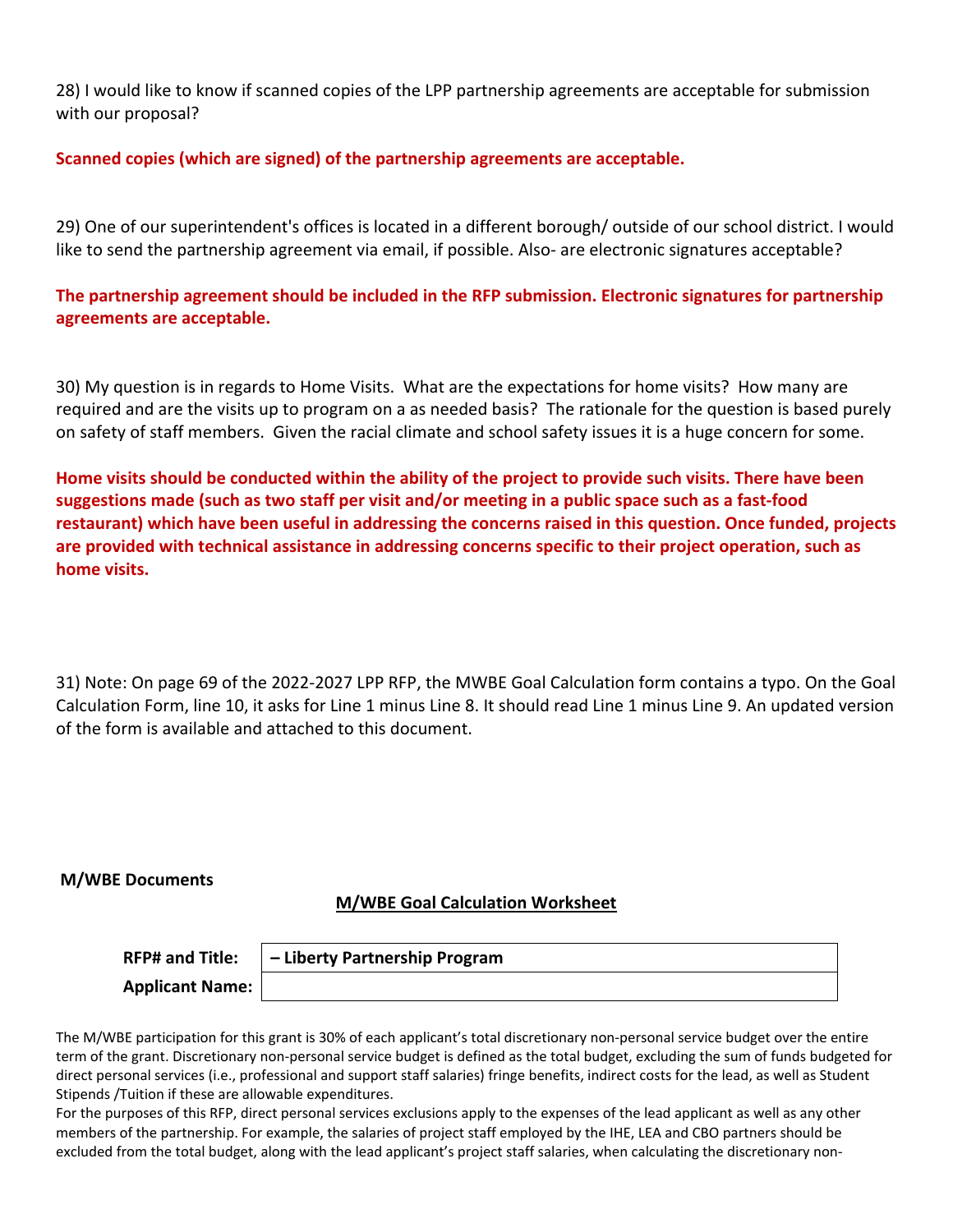28) I would like to know if scanned copies of the LPP partnership agreements are acceptable for submission with our proposal?

**Scanned copies (which are signed) of the partnership agreements are acceptable.**

29) One of our superintendent's offices is located in a different borough/ outside of our school district. I would like to send the partnership agreement via email, if possible. Also- are electronic signatures acceptable?

**The partnership agreement should be included in the RFP submission. Electronic signatures for partnership agreements are acceptable.**

30) My question is in regards to Home Visits. What are the expectations for home visits? How many are required and are the visits up to program on a as needed basis? The rationale for the question is based purely on safety of staff members. Given the racial climate and school safety issues it is a huge concern for some.

**Home visits should be conducted within the ability of the project to provide such visits. There have been suggestions made (such as two staff per visit and/or meeting in a public space such as a fast-food restaurant) which have been useful in addressing the concerns raised in this question. Once funded, projects are provided with technical assistance in addressing concerns specific to their project operation, such as home visits.**

31) Note: On page 69 of the 2022-2027 LPP RFP, the MWBE Goal Calculation form contains a typo. On the Goal Calculation Form, line 10, it asks for Line 1 minus Line 8. It should read Line 1 minus Line 9. An updated version of the form is available and attached to this document.

**M/WBE Documents**

## M/WBE Goal Calculation Worksheet

| | |
|---|---|
| **RFP# and Title:** | **– Liberty Partnership Program** |
| **Applicant Name:** | |

The M/WBE participation for this grant is 30% of each applicant's total discretionary non-personal service budget over the entire term of the grant. Discretionary non-personal service budget is defined as the total budget, excluding the sum of funds budgeted for direct personal services (i.e., professional and support staff salaries) fringe benefits, indirect costs for the lead, as well as Student Stipends /Tuition if these are allowable expenditures.

For the purposes of this RFP, direct personal services exclusions apply to the expenses of the lead applicant as well as any other members of the partnership. For example, the salaries of project staff employed by the IHE, LEA and CBO partners should be excluded from the total budget, along with the lead applicant's project staff salaries, when calculating the discretionary non-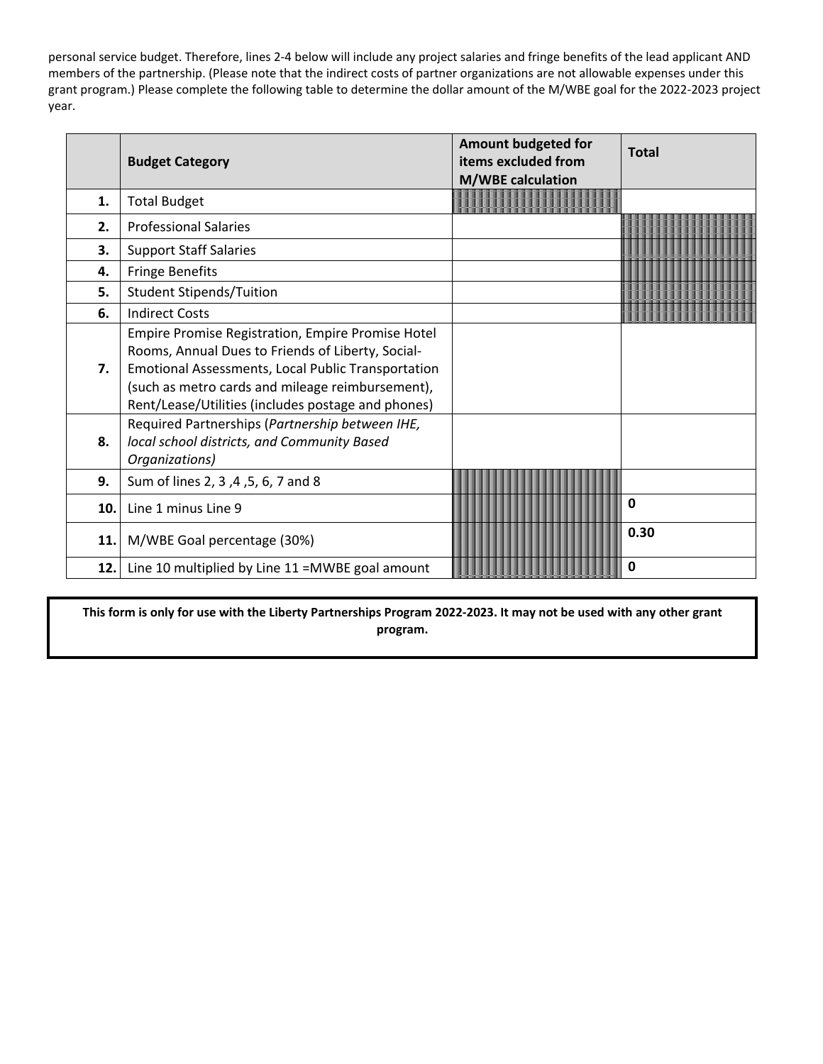personal service budget. Therefore, lines 2-4 below will include any project salaries and fringe benefits of the lead applicant AND members of the partnership. (Please note that the indirect costs of partner organizations are not allowable expenses under this grant program.) Please complete the following table to determine the dollar amount of the M/WBE goal for the 2022-2023 project year.

| | Budget Category | Amount budgeted for items excluded from M/WBE calculation | Total |
|---|---|---|---|
| **1.** | Total Budget | | |
| **2.** | Professional Salaries | | |
| **3.** | Support Staff Salaries | | |
| **4.** | Fringe Benefits | | |
| **5.** | Student Stipends/Tuition | | |
| **6.** | Indirect Costs | | |
| **7.** | Empire Promise Registration, Empire Promise Hotel Rooms, Annual Dues to Friends of Liberty, Social-Emotional Assessments, Local Public Transportation (such as metro cards and mileage reimbursement), Rent/Lease/Utilities (includes postage and phones) | | |
| **8.** | Required Partnerships (*Partnership between IHE, local school districts, and Community Based Organizations)* | | |
| **9.** | Sum of lines 2, 3 ,4 ,5, 6, 7 and 8 | | |
| **10.** | Line 1 minus Line 9 | | **0** |
| **11.** | M/WBE Goal percentage (30%) | | **0.30** |
| **12.** | Line 10 multiplied by Line 11 =MWBE goal amount | | **0** |

**This form is only for use with the Liberty Partnerships Program 2022-2023. It may not be used with any other grant program.**